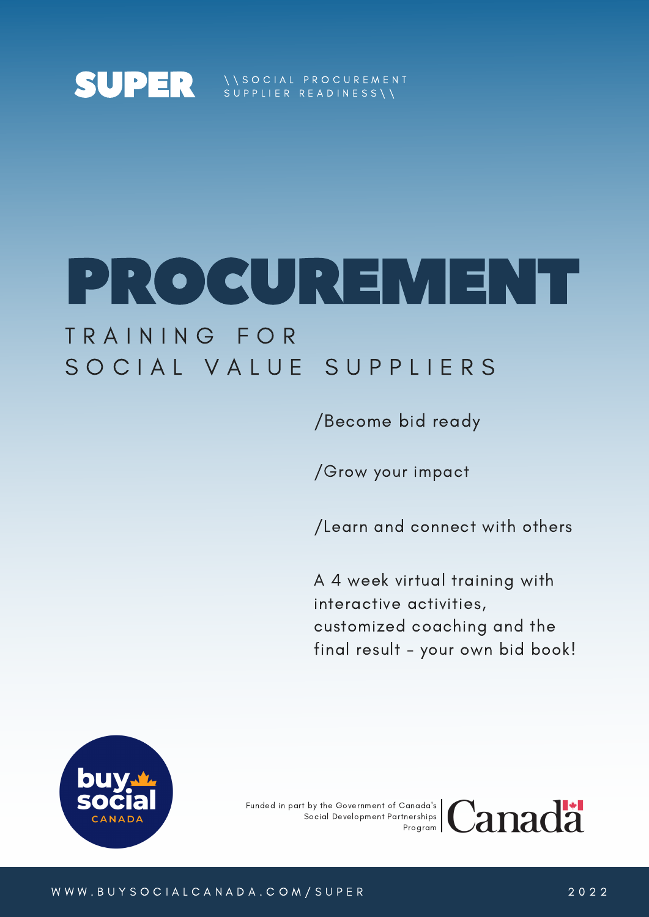**SUPER** \\SOCIAL PROCUREMENT SUPPLIER READINESS\\

# PROCUREMENT

## TRAINING FOR SOCIAL VALUE SUPPLIERS

/Become bid ready

/Grow your impact

/Learn and connect with others

A 4 week virtual training with interactive activities, customized coaching and the final result - your own bid book!

buy social CANADA

Funded in part by the Government of Canada's Social Development Partnerships Program

Canada

WWW.BUYSOCIALCANADA.COM/SUPER

2022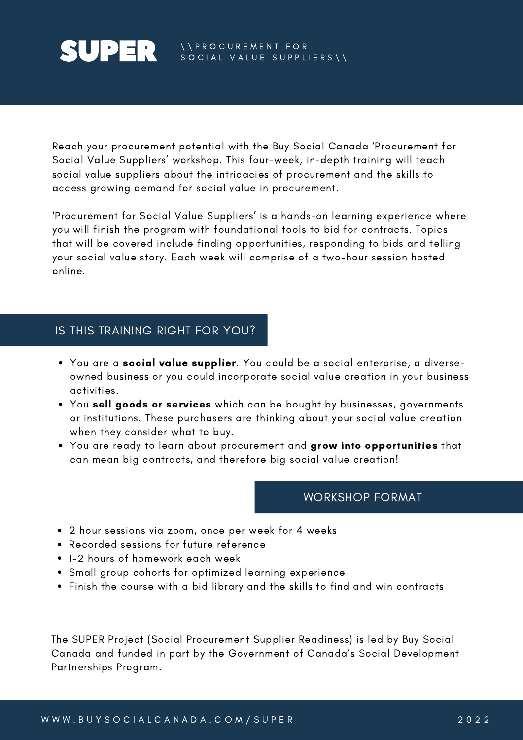# SUPER

\\PROCUREMENT FOR SOCIAL VALUE SUPPLIERS\\

Reach your procurement potential with the Buy Social Canada 'Procurement for Social Value Suppliers' workshop. This four-week, in-depth training will teach social value suppliers about the intricacies of procurement and the skills to access growing demand for social value in procurement.

'Procurement for Social Value Suppliers' is a hands-on learning experience where you will finish the program with foundational tools to bid for contracts. Topics that will be covered include finding opportunities, responding to bids and telling your social value story. Each week will comprise of a two-hour session hosted online.

## IS THIS TRAINING RIGHT FOR YOU?

- You are a **social value supplier**. You could be a social enterprise, a diverse-owned business or you could incorporate social value creation in your business activities.
- You **sell goods or services** which can be bought by businesses, governments or institutions. These purchasers are thinking about your social value creation when they consider what to buy.
- You are ready to learn about procurement and **grow into opportunities** that can mean big contracts, and therefore big social value creation!

## WORKSHOP FORMAT

- 2 hour sessions via zoom, once per week for 4 weeks
- Recorded sessions for future reference
- 1-2 hours of homework each week
- Small group cohorts for optimized learning experience
- Finish the course with a bid library and the skills to find and win contracts

The SUPER Project (Social Procurement Supplier Readiness) is led by Buy Social Canada and funded in part by the Government of Canada's Social Development Partnerships Program.

WWW.BUYSOCIALCANADA.COM/SUPER 2022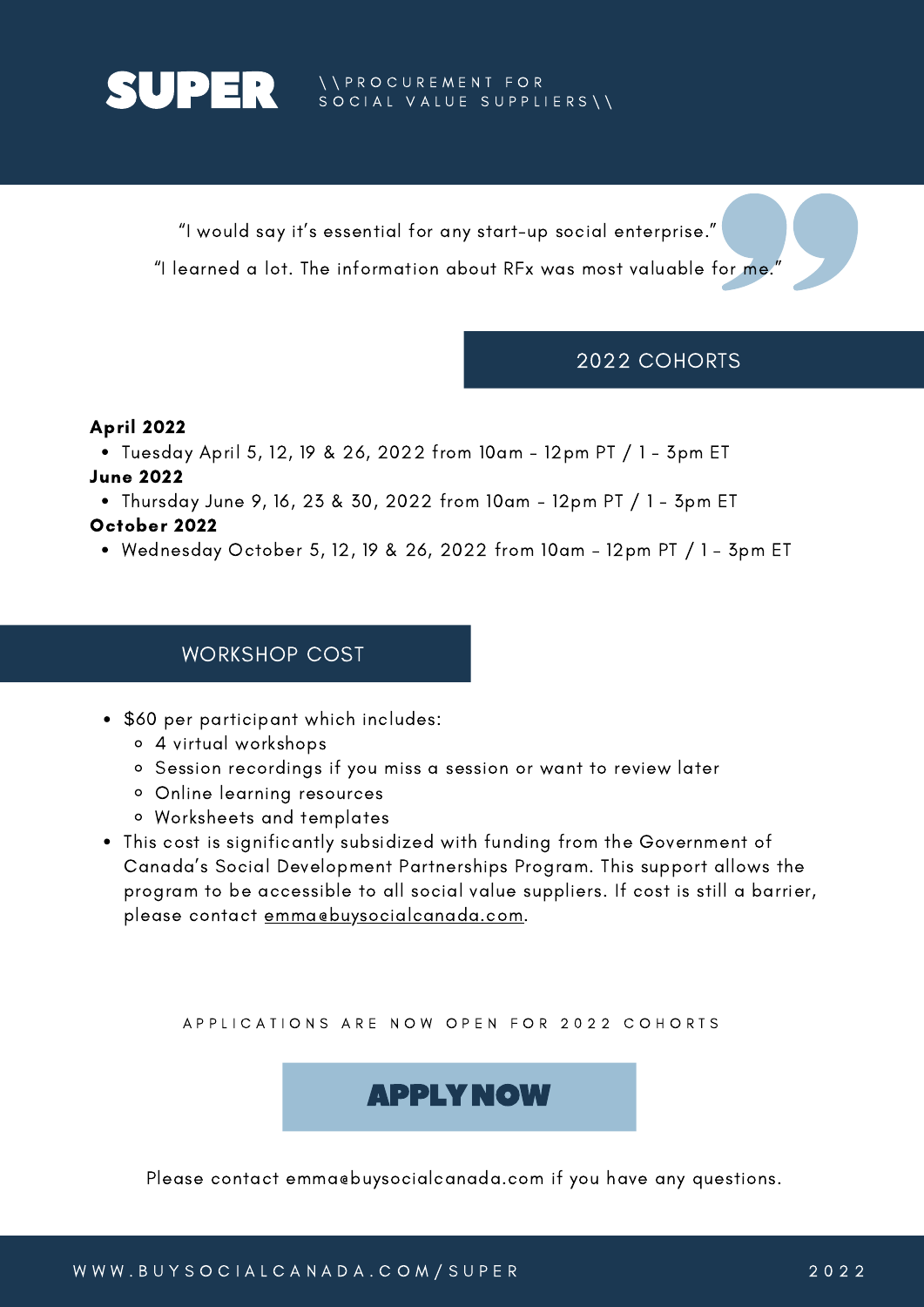# SUPER

\\PROCUREMENT FOR SOCIAL VALUE SUPPLIERS\\

"I would say it's essential for any start-up social enterprise."

"I learned a lot. The information about RFx was most valuable for me."

## 2022 COHORTS

**April 2022**

- Tuesday April 5, 12, 19 & 26, 2022 from 10am - 12pm PT / 1 - 3pm ET

**June 2022**

- Thursday June 9, 16, 23 & 30, 2022 from 10am - 12pm PT / 1 - 3pm ET

**October 2022**

- Wednesday October 5, 12, 19 & 26, 2022 from 10am - 12pm PT / 1 - 3pm ET

## WORKSHOP COST

- $60 per participant which includes:
  - 4 virtual workshops
  - Session recordings if you miss a session or want to review later
  - Online learning resources
  - Worksheets and templates
- This cost is significantly subsidized with funding from the Government of Canada's Social Development Partnerships Program. This support allows the program to be accessible to all social value suppliers. If cost is still a barrier, please contact emma@buysocialcanada.com.

APPLICATIONS ARE NOW OPEN FOR 2022 COHORTS

**APPLY NOW**

Please contact emma@buysocialcanada.com if you have any questions.

WWW.BUYSOCIALCANADA.COM/SUPER

2022